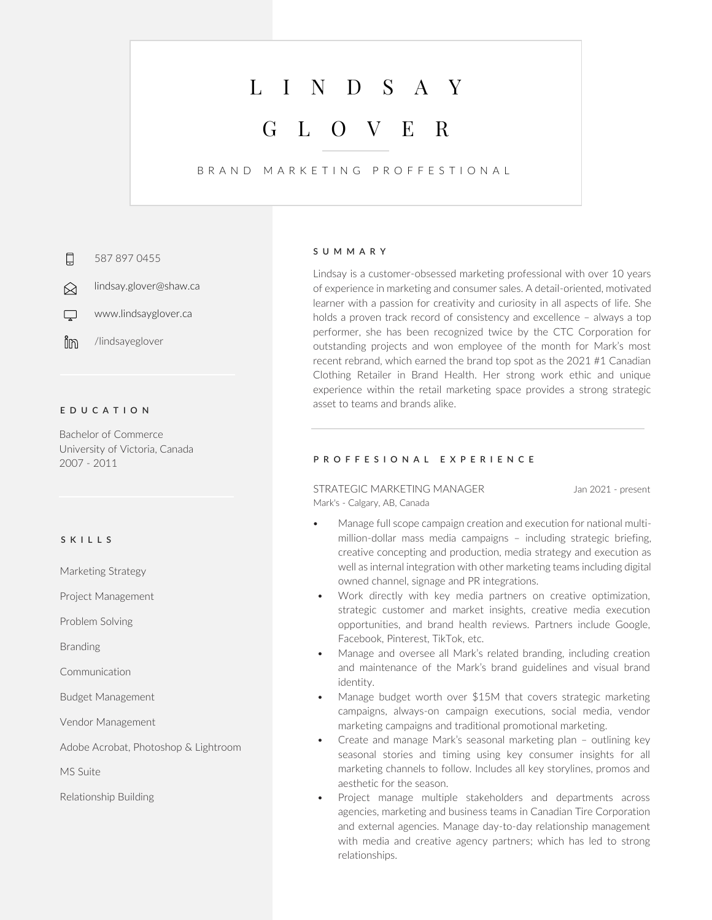# LINDSAY GLOVER

BRAND MARKETING PROFFESTIONAL

587 897 0455

lindsay.glover@shaw.ca

www.lindsayglover.ca

/lindsayeglover

## EDUCATION

Bachelor of Commerce
University of Victoria, Canada
2007 - 2011

## SKILLS

Marketing Strategy

Project Management

Problem Solving

Branding

Communication

Budget Management

Vendor Management

Adobe Acrobat, Photoshop & Lightroom

MS Suite

Relationship Building

## SUMMARY

Lindsay is a customer-obsessed marketing professional with over 10 years of experience in marketing and consumer sales. A detail-oriented, motivated learner with a passion for creativity and curiosity in all aspects of life. She holds a proven track record of consistency and excellence – always a top performer, she has been recognized twice by the CTC Corporation for outstanding projects and won employee of the month for Mark's most recent rebrand, which earned the brand top spot as the 2021 #1 Canadian Clothing Retailer in Brand Health. Her strong work ethic and unique experience within the retail marketing space provides a strong strategic asset to teams and brands alike.

## PROFFESIONAL EXPERIENCE

STRATEGIC MARKETING MANAGER — Jan 2021 - present
Mark's - Calgary, AB, Canada

- Manage full scope campaign creation and execution for national multi-million-dollar mass media campaigns – including strategic briefing, creative concepting and production, media strategy and execution as well as internal integration with other marketing teams including digital owned channel, signage and PR integrations.
- Work directly with key media partners on creative optimization, strategic customer and market insights, creative media execution opportunities, and brand health reviews. Partners include Google, Facebook, Pinterest, TikTok, etc.
- Manage and oversee all Mark's related branding, including creation and maintenance of the Mark's brand guidelines and visual brand identity.
- Manage budget worth over $15M that covers strategic marketing campaigns, always-on campaign executions, social media, vendor marketing campaigns and traditional promotional marketing.
- Create and manage Mark's seasonal marketing plan – outlining key seasonal stories and timing using key consumer insights for all marketing channels to follow. Includes all key storylines, promos and aesthetic for the season.
- Project manage multiple stakeholders and departments across agencies, marketing and business teams in Canadian Tire Corporation and external agencies. Manage day-to-day relationship management with media and creative agency partners; which has led to strong relationships.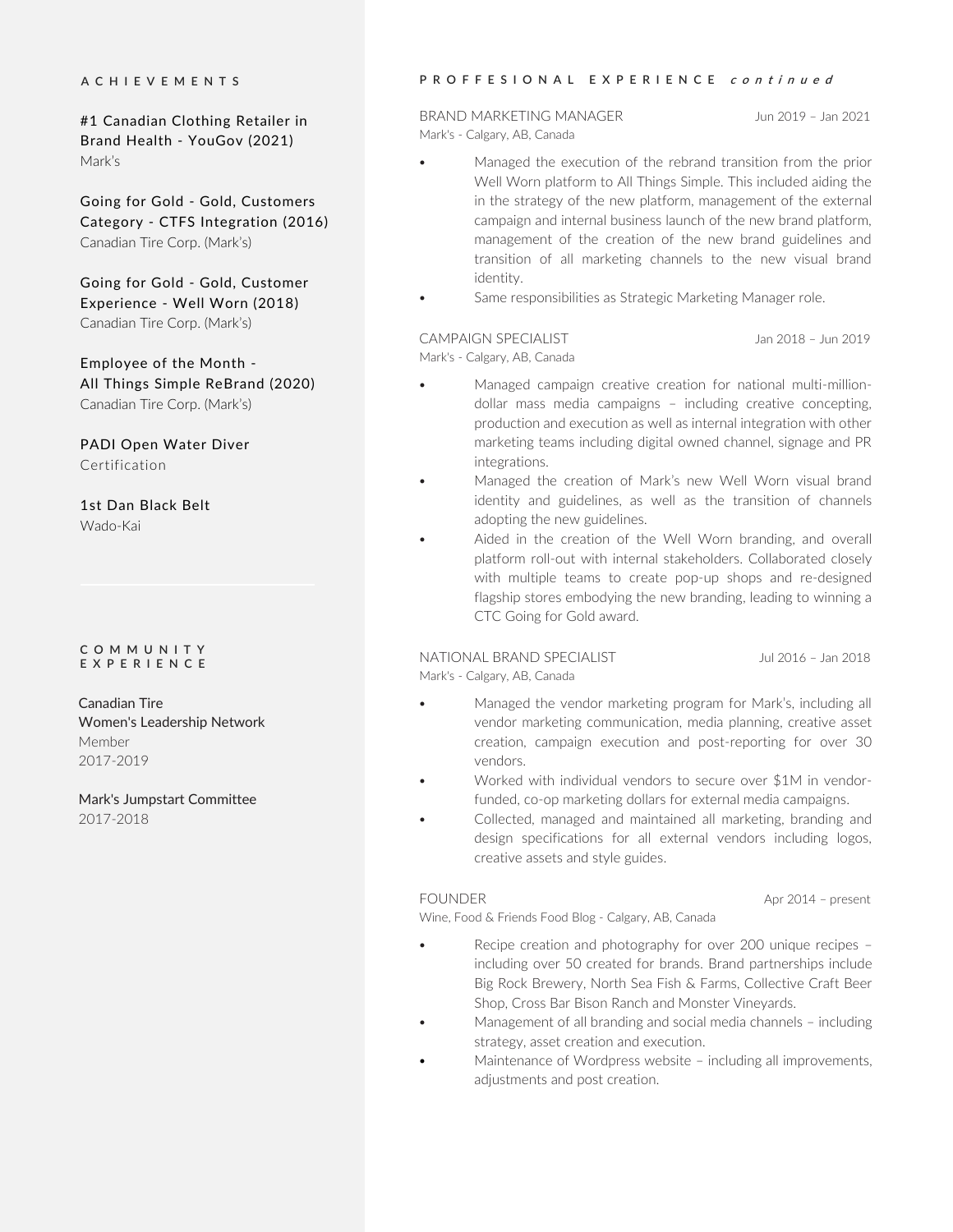## ACHIEVEMENTS

#1 Canadian Clothing Retailer in Brand Health - YouGov (2021)
Mark's

Going for Gold - Gold, Customers Category - CTFS Integration (2016)
Canadian Tire Corp. (Mark's)

Going for Gold - Gold, Customer Experience - Well Worn (2018)
Canadian Tire Corp. (Mark's)

Employee of the Month - All Things Simple ReBrand (2020)
Canadian Tire Corp. (Mark's)

PADI Open Water Diver
Certification

1st Dan Black Belt
Wado-Kai

## COMMUNITY EXPERIENCE

Canadian Tire Women's Leadership Network
Member
2017-2019

Mark's Jumpstart Committee
2017-2018

## PROFFESIONAL EXPERIENCE *continued*

### BRAND MARKETING MANAGER — Jun 2019 – Jan 2021
Mark's - Calgary, AB, Canada

- Managed the execution of the rebrand transition from the prior Well Worn platform to All Things Simple. This included aiding the in the strategy of the new platform, management of the external campaign and internal business launch of the new brand platform, management of the creation of the new brand guidelines and transition of all marketing channels to the new visual brand identity.
- Same responsibilities as Strategic Marketing Manager role.

### CAMPAIGN SPECIALIST — Jan 2018 – Jun 2019
Mark's - Calgary, AB, Canada

- Managed campaign creative creation for national multi-million-dollar mass media campaigns – including creative concepting, production and execution as well as internal integration with other marketing teams including digital owned channel, signage and PR integrations.
- Managed the creation of Mark's new Well Worn visual brand identity and guidelines, as well as the transition of channels adopting the new guidelines.
- Aided in the creation of the Well Worn branding, and overall platform roll-out with internal stakeholders. Collaborated closely with multiple teams to create pop-up shops and re-designed flagship stores embodying the new branding, leading to winning a CTC Going for Gold award.

### NATIONAL BRAND SPECIALIST — Jul 2016 – Jan 2018
Mark's - Calgary, AB, Canada

- Managed the vendor marketing program for Mark's, including all vendor marketing communication, media planning, creative asset creation, campaign execution and post-reporting for over 30 vendors.
- Worked with individual vendors to secure over $1M in vendor-funded, co-op marketing dollars for external media campaigns.
- Collected, managed and maintained all marketing, branding and design specifications for all external vendors including logos, creative assets and style guides.

### FOUNDER — Apr 2014 – present
Wine, Food & Friends Food Blog - Calgary, AB, Canada

- Recipe creation and photography for over 200 unique recipes – including over 50 created for brands. Brand partnerships include Big Rock Brewery, North Sea Fish & Farms, Collective Craft Beer Shop, Cross Bar Bison Ranch and Monster Vineyards.
- Management of all branding and social media channels – including strategy, asset creation and execution.
- Maintenance of Wordpress website – including all improvements, adjustments and post creation.